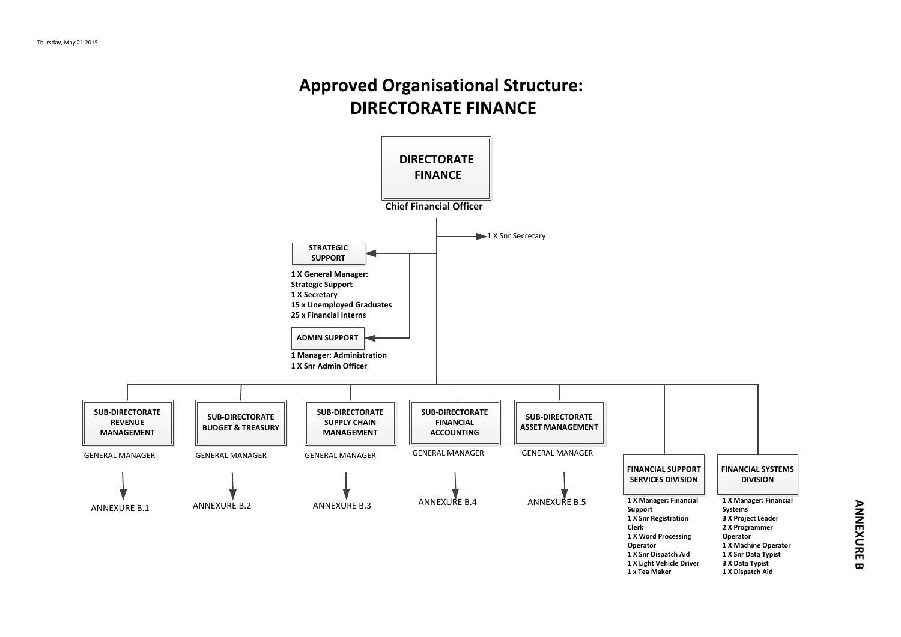Thursday, May 21 2015

# Approved Organisational Structure:
# DIRECTORATE FINANCE

## DIRECTORATE FINANCE

**Chief Financial Officer**

- 1 X Snr Secretary

### STRATEGIC SUPPORT

**1 X General Manager: Strategic Support**
**1 X Secretary**
**15 x Unemployed Graduates**
**25 x Financial Interns**

### ADMIN SUPPORT

**1 Manager: Administration**
**1 X Snr Admin Officer**

### SUB-DIRECTORATE REVENUE MANAGEMENT

GENERAL MANAGER

→ ANNEXURE B.1

### SUB-DIRECTORATE BUDGET & TREASURY

GENERAL MANAGER

→ ANNEXURE B.2

### SUB-DIRECTORATE SUPPLY CHAIN MANAGEMENT

GENERAL MANAGER

→ ANNEXURE B.3

### SUB-DIRECTORATE FINANCIAL ACCOUNTING

GENERAL MANAGER

→ ANNEXURE B.4

### SUB-DIRECTORATE ASSET MANAGEMENT

GENERAL MANAGER

→ ANNEXURE B.5

### FINANCIAL SUPPORT SERVICES DIVISION

**1 X Manager: Financial Support**
**1 X Snr Registration Clerk**
**1 X Word Processing Operator**
**1 X Snr Dispatch Aid**
**1 X Light Vehicle Driver**
**1 x Tea Maker**

### FINANCIAL SYSTEMS DIVISION

**1 X Manager: Financial Systems**
**3 X Project Leader**
**2 X Programmer Operator**
**1 X Machine Operator**
**1 X Snr Data Typist**
**3 X Data Typist**
**1 X Dispatch Aid**

**ANNEXURE B**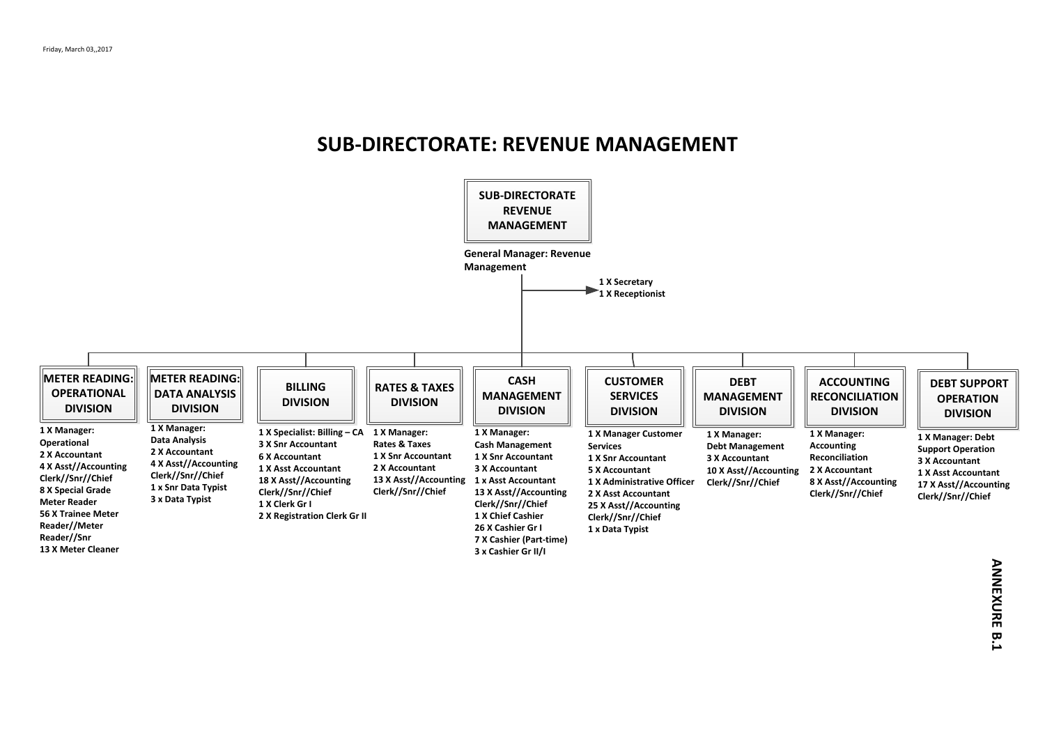Friday, March 03,,2017

# SUB-DIRECTORATE: REVENUE MANAGEMENT

**SUB-DIRECTORATE REVENUE MANAGEMENT**

**General Manager: Revenue Management**

- **1 X Secretary**
- **1 X Receptionist**

## METER READING: OPERATIONAL DIVISION

**1 X Manager: Operational**
**2 X Accountant**
**4 X Asst//Accounting Clerk//Snr//Chief**
**8 X Special Grade Meter Reader**
**56 X Trainee Meter Reader//Meter Reader//Snr**
**13 X Meter Cleaner**

## METER READING: DATA ANALYSIS DIVISION

**1 X Manager: Data Analysis**
**2 X Accountant**
**4 X Asst//Accounting Clerk//Snr//Chief**
**1 x Snr Data Typist**
**3 x Data Typist**

## BILLING DIVISION

**1 X Specialist: Billing – CA**
**3 X Snr Accountant**
**6 X Accountant**
**1 X Asst Accountant**
**18 X Asst//Accounting Clerk//Snr//Chief**
**1 X Clerk Gr I**
**2 X Registration Clerk Gr II**

## RATES & TAXES DIVISION

**1 X Manager: Rates & Taxes**
**1 X Snr Accountant**
**2 X Accountant**
**13 X Asst//Accounting Clerk//Snr//Chief**

## CASH MANAGEMENT DIVISION

**1 X Manager: Cash Management**
**1 X Snr Accountant**
**3 X Accountant**
**1 x Asst Accountant**
**13 X Asst//Accounting Clerk//Snr//Chief**
**1 X Chief Cashier**
**26 X Cashier Gr I**
**7 X Cashier (Part-time)**
**3 x Cashier Gr II/I**

## CUSTOMER SERVICES DIVISION

**1 X Manager Customer Services**
**1 X Snr Accountant**
**5 X Accountant**
**1 X Administrative Officer**
**2 X Asst Accountant**
**25 X Asst//Accounting Clerk//Snr//Chief**
**1 x Data Typist**

## DEBT MANAGEMENT DIVISION

**1 X Manager: Debt Management**
**3 X Accountant**
**10 X Asst//Accounting Clerk//Snr//Chief**

## ACCOUNTING RECONCILIATION DIVISION

**1 X Manager: Accounting Reconciliation**
**2 X Accountant**
**8 X Asst//Accounting Clerk//Snr//Chief**

## DEBT SUPPORT OPERATION DIVISION

**1 X Manager: Debt Support Operation**
**3 X Accountant**
**1 X Asst Accountant**
**17 X Asst//Accounting Clerk//Snr//Chief**

**ANNEXURE B.1**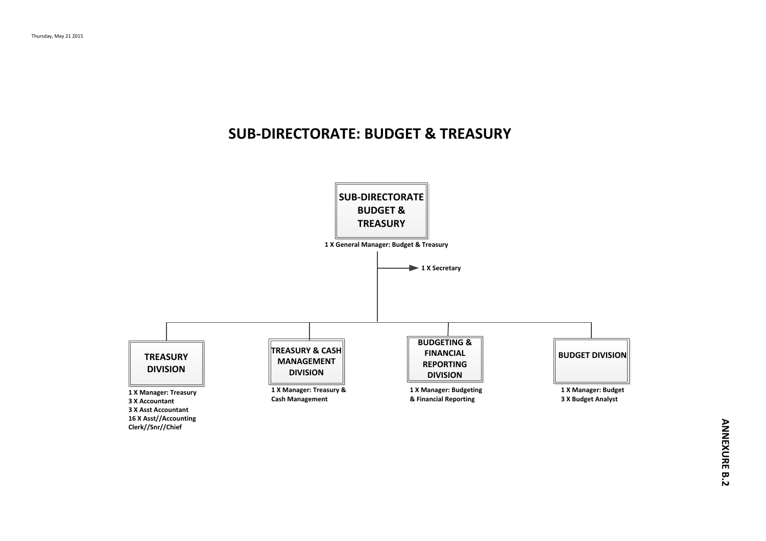# SUB-DIRECTORATE: BUDGET & TREASURY

**SUB-DIRECTORATE BUDGET & TREASURY**

**1 X General Manager: Budget & Treasury**

- **1 X Secretary**

## TREASURY DIVISION

**1 X Manager: Treasury**
**3 X Accountant**
**3 X Asst Accountant**
**16 X Asst//Accounting Clerk//Snr//Chief**

## TREASURY & CASH MANAGEMENT DIVISION

**1 X Manager: Treasury & Cash Management**

## BUDGETING & FINANCIAL REPORTING DIVISION

**1 X Manager: Budgeting & Financial Reporting**

## BUDGET DIVISION

**1 X Manager: Budget**
**3 X Budget Analyst**

**ANNEXURE B.2**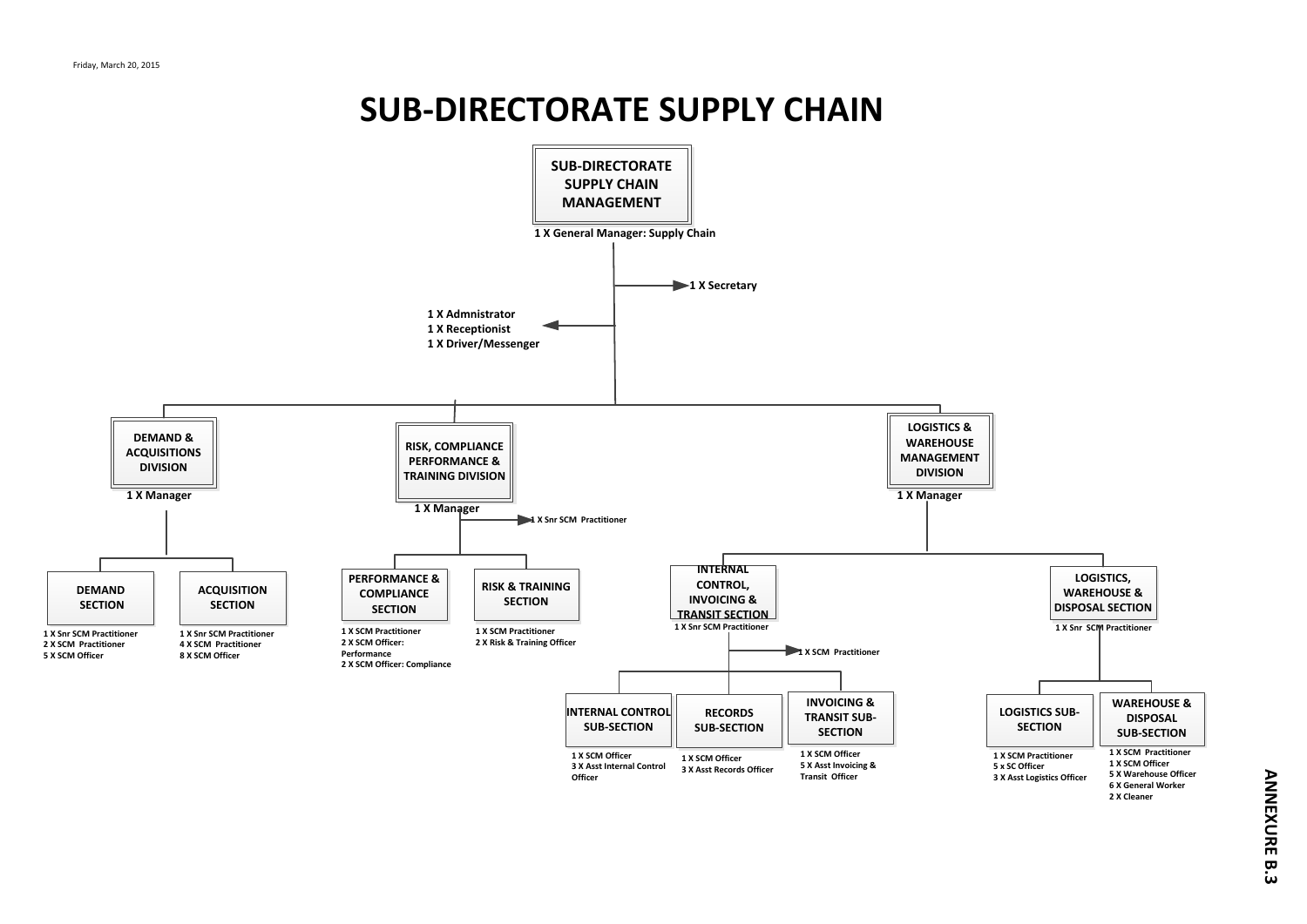Friday, March 20, 2015

# SUB-DIRECTORATE SUPPLY CHAIN

## SUB-DIRECTORATE SUPPLY CHAIN MANAGEMENT

1 X General Manager: Supply Chain

- 1 X Secretary
- 1 X Admnistrator
- 1 X Receptionist
- 1 X Driver/Messenger

### DEMAND & ACQUISITIONS DIVISION

1 X Manager

**DEMAND SECTION**

- 1 X Snr SCM Practitioner
- 2 X SCM Practitioner
- 5 X SCM Officer

**ACQUISITION SECTION**

- 1 X Snr SCM Practitioner
- 4 X SCM Practitioner
- 8 X SCM Officer

### RISK, COMPLIANCE PERFORMANCE & TRAINING DIVISION

1 X Manager

- 1 X Snr SCM Practitioner

**PERFORMANCE & COMPLIANCE SECTION**

- 1 X SCM Practitioner
- 2 X SCM Officer: Performance
- 2 X SCM Officer: Compliance

**RISK & TRAINING SECTION**

- 1 X SCM Practitioner
- 2 X Risk & Training Officer

### LOGISTICS & WAREHOUSE MANAGEMENT DIVISION

1 X Manager

**INTERNAL CONTROL, INVOICING & TRANSIT SECTION**

- 1 X Snr SCM Practitioner
- 1 X SCM Practitioner

INTERNAL CONTROL SUB-SECTION

- 1 X SCM Officer
- 3 X Asst Internal Control Officer

RECORDS SUB-SECTION

- 1 X SCM Officer
- 3 X Asst Records Officer

INVOICING & TRANSIT SUB-SECTION

- 1 X SCM Officer
- 5 X Asst Invoicing & Transit Officer

**LOGISTICS, WAREHOUSE & DISPOSAL SECTION**

- 1 X Snr SCM Practitioner

LOGISTICS SUB-SECTION

- 1 X SCM Practitioner
- 5 x SC Officer
- 3 X Asst Logistics Officer

WAREHOUSE & DISPOSAL SUB-SECTION

- 1 X SCM Practitioner
- 1 X SCM Officer
- 5 X Warehouse Officer
- 6 X General Worker
- 2 X Cleaner

ANNEXURE B.3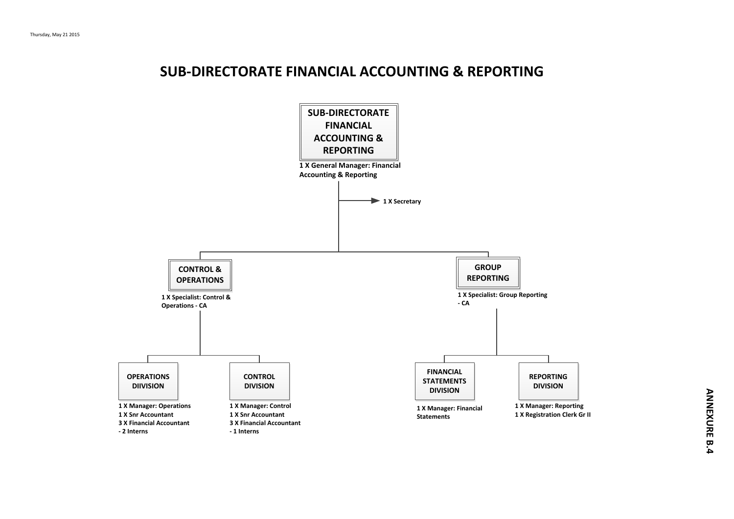# SUB-DIRECTORATE FINANCIAL ACCOUNTING & REPORTING

**SUB-DIRECTORATE FINANCIAL ACCOUNTING & REPORTING**

**1 X General Manager: Financial Accounting & Reporting**

- **1 X Secretary**

## CONTROL & OPERATIONS

**1 X Specialist: Control & Operations - CA**

### OPERATIONS DIIVISION

**1 X Manager: Operations**
**1 X Snr Accountant**
**3 X Financial Accountant**
**- 2 Interns**

### CONTROL DIVISION

**1 X Manager: Control**
**1 X Snr Accountant**
**3 X Financial Accountant**
**- 1 Interns**

## GROUP REPORTING

**1 X Specialist: Group Reporting - CA**

### FINANCIAL STATEMENTS DIVISION

**1 X Manager: Financial Statements**

### REPORTING DIVISION

**1 X Manager: Reporting**
**1 X Registration Clerk Gr II**

**ANNEXURE B.4**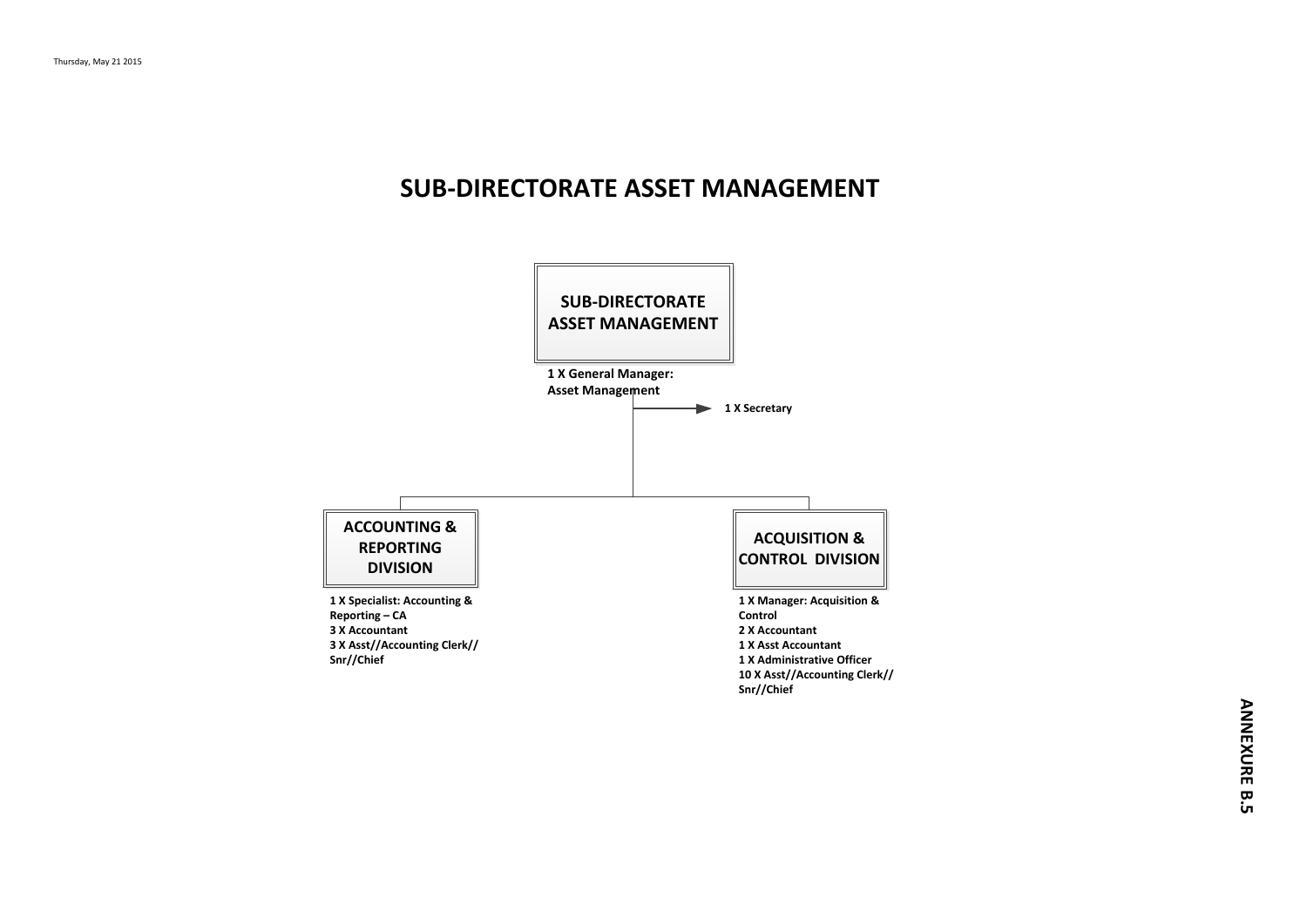# SUB-DIRECTORATE ASSET MANAGEMENT

**SUB-DIRECTORATE ASSET MANAGEMENT**

**1 X General Manager: Asset Management**

**1 X Secretary**

**ACCOUNTING & REPORTING DIVISION**

**1 X Specialist: Accounting & Reporting – CA**
**3 X Accountant**
**3 X Asst//Accounting Clerk// Snr//Chief**

**ACQUISITION & CONTROL DIVISION**

**1 X Manager: Acquisition & Control**
**2 X Accountant**
**1 X Asst Accountant**
**1 X Administrative Officer**
**10 X Asst//Accounting Clerk// Snr//Chief**

**ANNEXURE B.5**